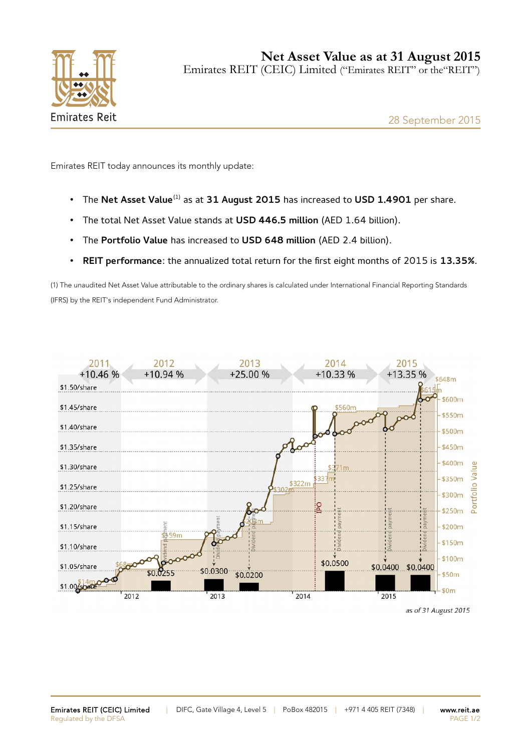# Net Asset Value as at 31 August 2015

Emirates REIT (CEIC) Limited ("Emirates REIT" or the "REIT")

28 September 2015

Emirates REIT today announces its monthly update:

- The **Net Asset Value**[1] as at **31 August 2015** has increased to **USD 1.4901** per share.
- The total Net Asset Value stands at **USD 446.5 million** (AED 1.64 billion).
- The **Portfolio Value** has increased to **USD 648 million** (AED 2.4 billion).
- **REIT performance**: the annualized total return for the first eight months of 2015 is **13.35%**.

(1) The unaudited Net Asset Value attributable to the ordinary shares is calculated under International Financial Reporting Standards (IFRS) by the REIT's independent Fund Administrator.

| 2011 | 2012 | 2013 | 2014 | 2015 |
|---|---|---|---|---|
| +10.46 % | +10.94 % | +25.00 % | +10.33 % | +13.35 % |

*as of 31 August 2015*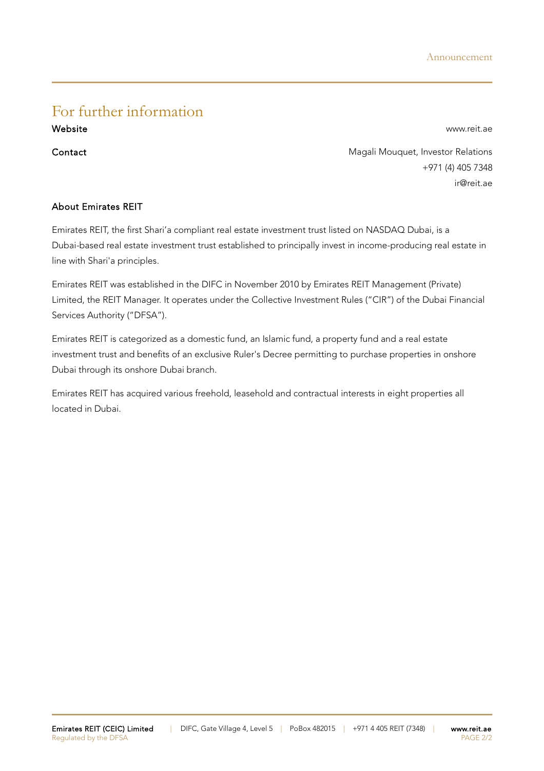# For further information

**Website** www.reit.ae

**Contact** Magali Mouquet, Investor Relations
+971 (4) 405 7348
ir@reit.ae

**About Emirates REIT**

Emirates REIT, the first Shari'a compliant real estate investment trust listed on NASDAQ Dubai, is a Dubai-based real estate investment trust established to principally invest in income-producing real estate in line with Shari'a principles.

Emirates REIT was established in the DIFC in November 2010 by Emirates REIT Management (Private) Limited, the REIT Manager. It operates under the Collective Investment Rules ("CIR") of the Dubai Financial Services Authority ("DFSA").

Emirates REIT is categorized as a domestic fund, an Islamic fund, a property fund and a real estate investment trust and benefits of an exclusive Ruler's Decree permitting to purchase properties in onshore Dubai through its onshore Dubai branch.

Emirates REIT has acquired various freehold, leasehold and contractual interests in eight properties all located in Dubai.